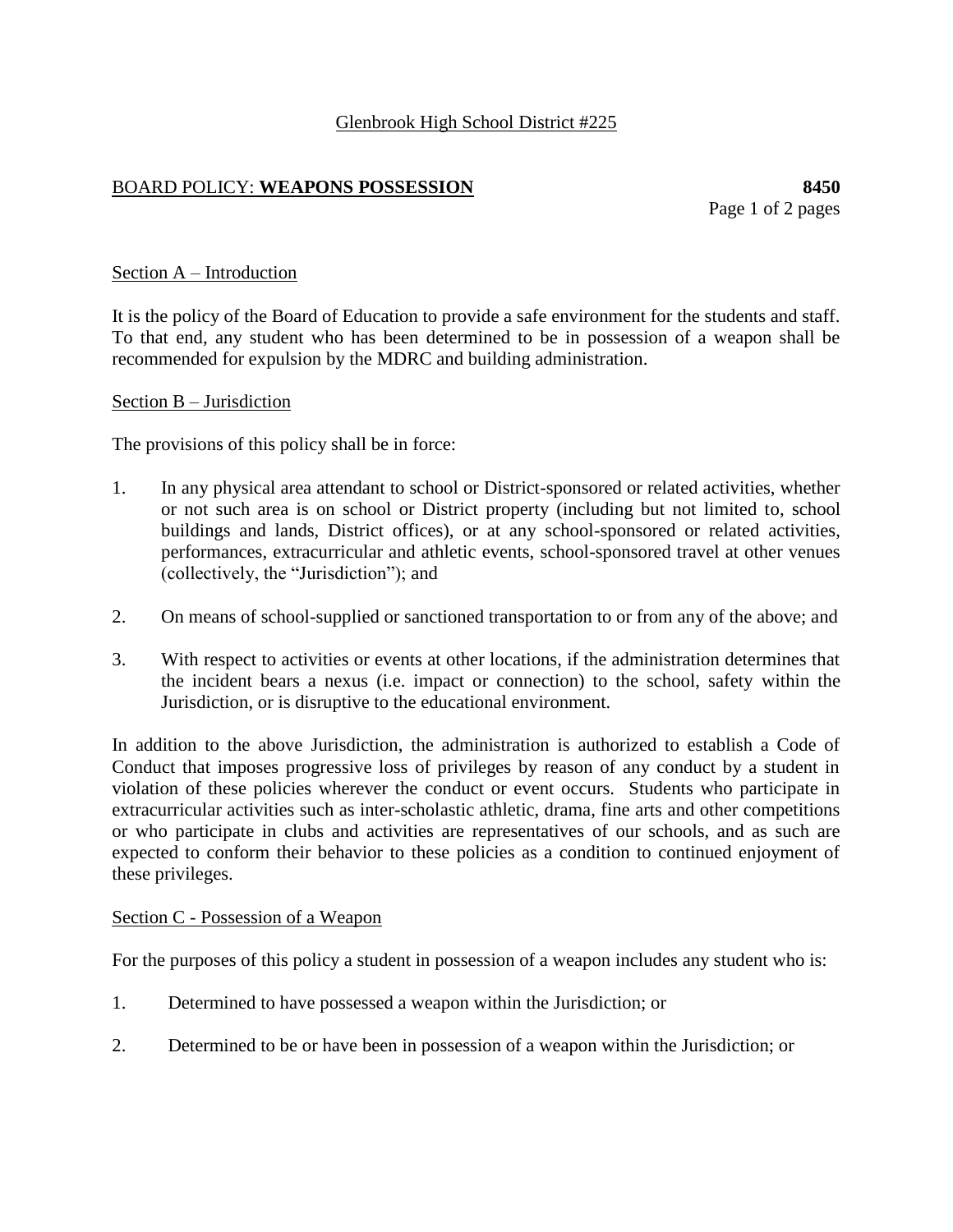Glenbrook High School District #225

## BOARD POLICY: **WEAPONS POSSESSION** **8450**

### Section A – Introduction

It is the policy of the Board of Education to provide a safe environment for the students and staff. To that end, any student who has been determined to be in possession of a weapon shall be recommended for expulsion by the MDRC and building administration.

### Section B – Jurisdiction

The provisions of this policy shall be in force:

1. In any physical area attendant to school or District-sponsored or related activities, whether or not such area is on school or District property (including but not limited to, school buildings and lands, District offices), or at any school-sponsored or related activities, performances, extracurricular and athletic events, school-sponsored travel at other venues (collectively, the "Jurisdiction"); and

2. On means of school-supplied or sanctioned transportation to or from any of the above; and

3. With respect to activities or events at other locations, if the administration determines that the incident bears a nexus (i.e. impact or connection) to the school, safety within the Jurisdiction, or is disruptive to the educational environment.

In addition to the above Jurisdiction, the administration is authorized to establish a Code of Conduct that imposes progressive loss of privileges by reason of any conduct by a student in violation of these policies wherever the conduct or event occurs. Students who participate in extracurricular activities such as inter-scholastic athletic, drama, fine arts and other competitions or who participate in clubs and activities are representatives of our schools, and as such are expected to conform their behavior to these policies as a condition to continued enjoyment of these privileges.

### Section C - Possession of a Weapon

For the purposes of this policy a student in possession of a weapon includes any student who is:

1. Determined to have possessed a weapon within the Jurisdiction; or

2. Determined to be or have been in possession of a weapon within the Jurisdiction; or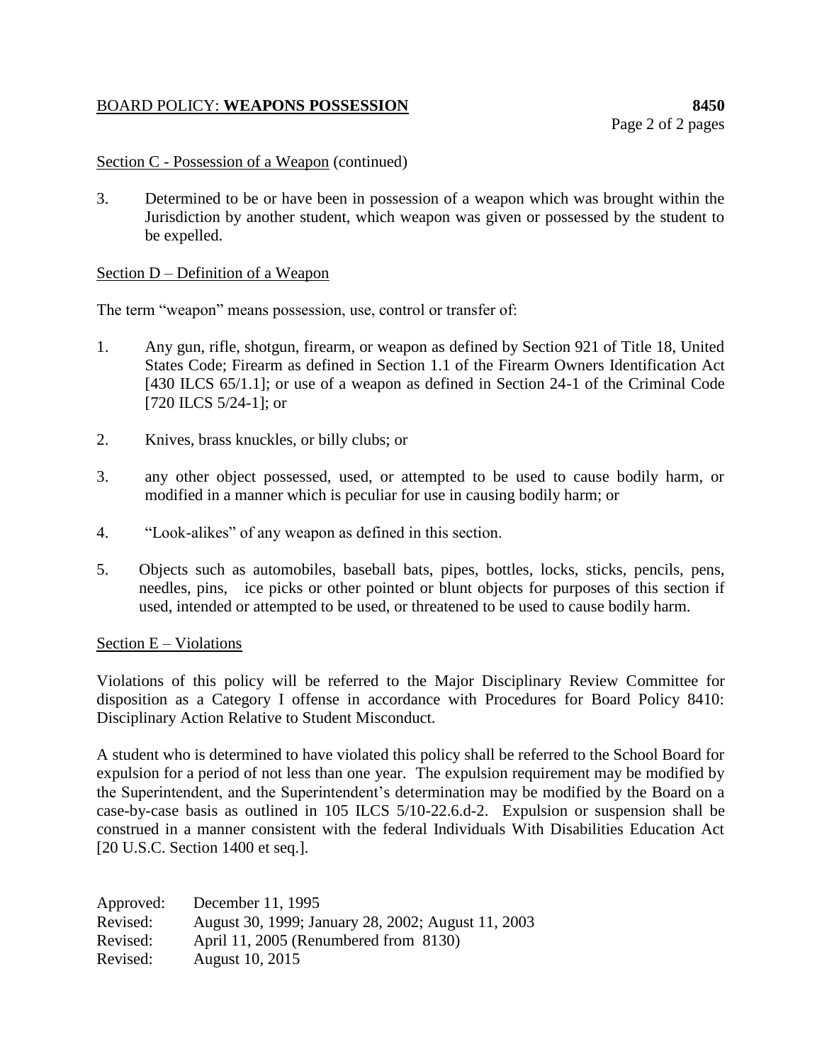## BOARD POLICY: **WEAPONS POSSESSION** **8450**

Section C - Possession of a Weapon (continued)

3. Determined to be or have been in possession of a weapon which was brought within the Jurisdiction by another student, which weapon was given or possessed by the student to be expelled.

Section D – Definition of a Weapon

The term "weapon" means possession, use, control or transfer of:

1. Any gun, rifle, shotgun, firearm, or weapon as defined by Section 921 of Title 18, United States Code; Firearm as defined in Section 1.1 of the Firearm Owners Identification Act [430 ILCS 65/1.1]; or use of a weapon as defined in Section 24-1 of the Criminal Code [720 ILCS 5/24-1]; or

2. Knives, brass knuckles, or billy clubs; or

3. any other object possessed, used, or attempted to be used to cause bodily harm, or modified in a manner which is peculiar for use in causing bodily harm; or

4. "Look-alikes" of any weapon as defined in this section.

5. Objects such as automobiles, baseball bats, pipes, bottles, locks, sticks, pencils, pens, needles, pins, ice picks or other pointed or blunt objects for purposes of this section if used, intended or attempted to be used, or threatened to be used to cause bodily harm.

Section E – Violations

Violations of this policy will be referred to the Major Disciplinary Review Committee for disposition as a Category I offense in accordance with Procedures for Board Policy 8410: Disciplinary Action Relative to Student Misconduct.

A student who is determined to have violated this policy shall be referred to the School Board for expulsion for a period of not less than one year. The expulsion requirement may be modified by the Superintendent, and the Superintendent's determination may be modified by the Board on a case-by-case basis as outlined in 105 ILCS 5/10-22.6.d-2. Expulsion or suspension shall be construed in a manner consistent with the federal Individuals With Disabilities Education Act [20 U.S.C. Section 1400 et seq.].

| | |
|---|---|
| Approved: | December 11, 1995 |
| Revised: | August 30, 1999; January 28, 2002; August 11, 2003 |
| Revised: | April 11, 2005 (Renumbered from 8130) |
| Revised: | August 10, 2015 |